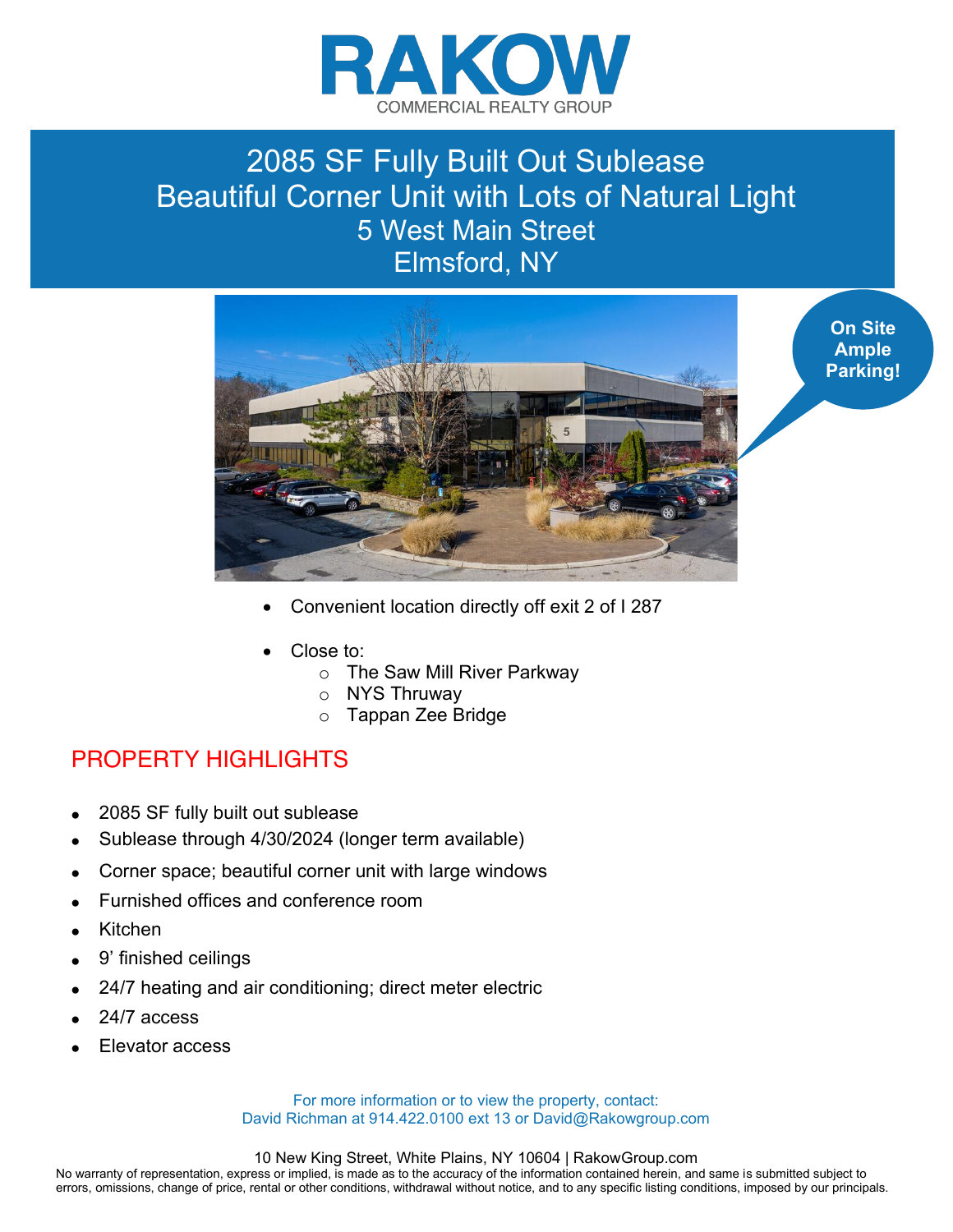# RAKOW
COMMERCIAL REALTY GROUP

## 2085 SF Fully Built Out Sublease
## Beautiful Corner Unit with Lots of Natural Light
## 5 West Main Street
## Elmsford, NY

**On Site Ample Parking!**

- Convenient location directly off exit 2 of I 287
- Close to:
  - The Saw Mill River Parkway
  - NYS Thruway
  - Tappan Zee Bridge

## PROPERTY HIGHLIGHTS

- 2085 SF fully built out sublease
- Sublease through 4/30/2024 (longer term available)
- Corner space; beautiful corner unit with large windows
- Furnished offices and conference room
- Kitchen
- 9' finished ceilings
- 24/7 heating and air conditioning; direct meter electric
- 24/7 access
- Elevator access

For more information or to view the property, contact:
David Richman at 914.422.0100 ext 13 or David@Rakowgroup.com

10 New King Street, White Plains, NY 10604 | RakowGroup.com

No warranty of representation, express or implied, is made as to the accuracy of the information contained herein, and same is submitted subject to errors, omissions, change of price, rental or other conditions, withdrawal without notice, and to any specific listing conditions, imposed by our principals.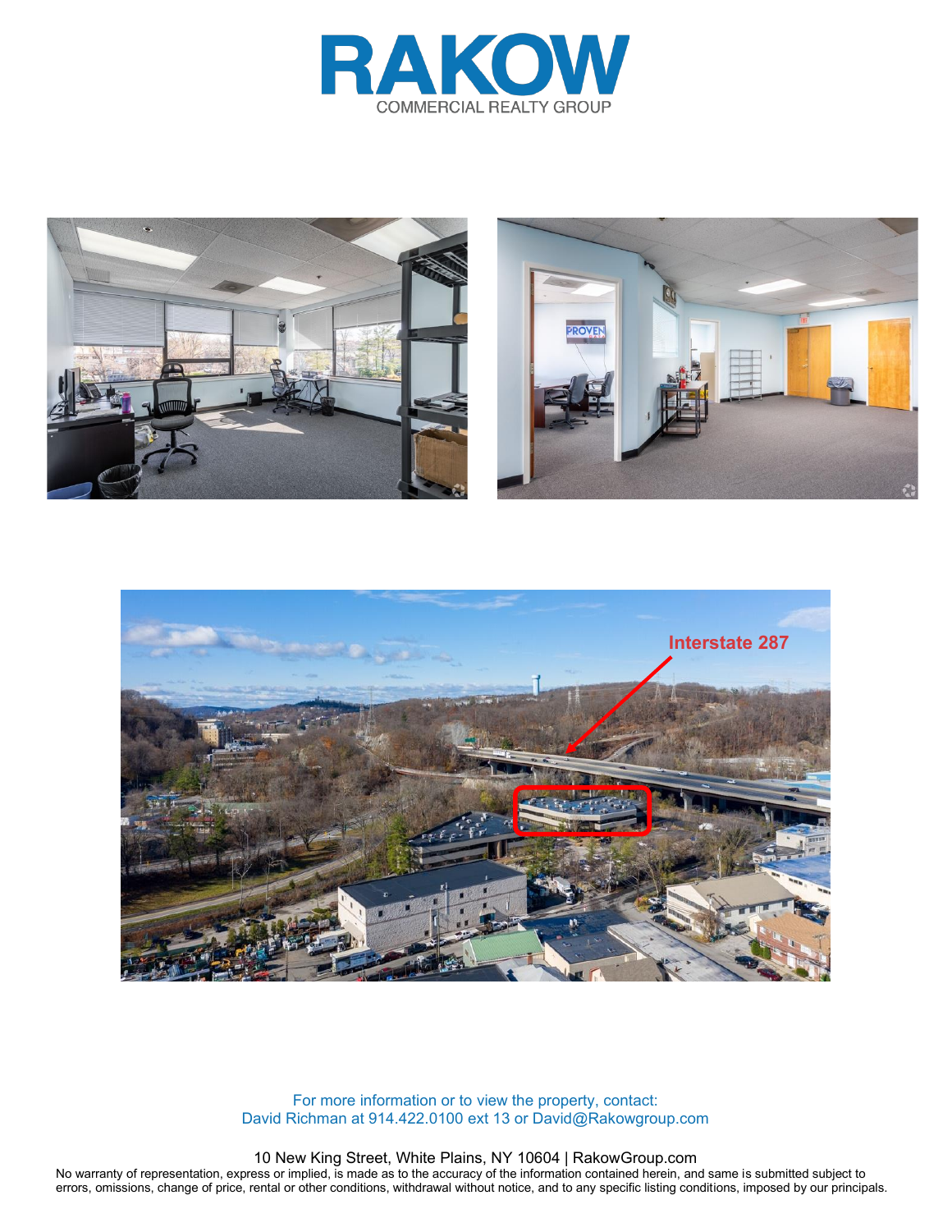# RAKOW

COMMERCIAL REALTY GROUP

Interstate 287

For more information or to view the property, contact:
David Richman at 914.422.0100 ext 13 or David@Rakowgroup.com

10 New King Street, White Plains, NY 10604 | RakowGroup.com

No warranty of representation, express or implied, is made as to the accuracy of the information contained herein, and same is submitted subject to errors, omissions, change of price, rental or other conditions, withdrawal without notice, and to any specific listing conditions, imposed by our principals.